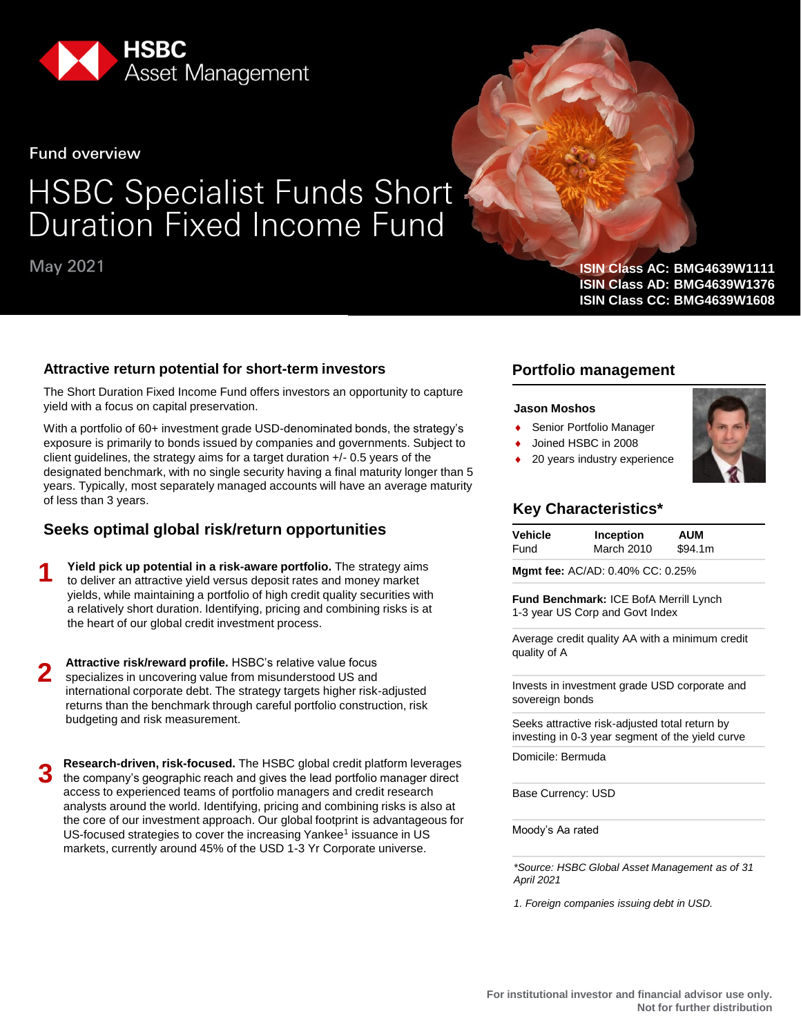HSBC Asset Management

Fund overview

# HSBC Specialist Funds Short Duration Fixed Income Fund

May 2021

**ISIN Class AC: BMG4639W1111**
**ISIN Class AD: BMG4639W1376**
**ISIN Class CC: BMG4639W1608**

## Attractive return potential for short-term investors

The Short Duration Fixed Income Fund offers investors an opportunity to capture yield with a focus on capital preservation.

With a portfolio of 60+ investment grade USD-denominated bonds, the strategy's exposure is primarily to bonds issued by companies and governments. Subject to client guidelines, the strategy aims for a target duration +/- 0.5 years of the designated benchmark, with no single security having a final maturity longer than 5 years. Typically, most separately managed accounts will have an average maturity of less than 3 years.

## Seeks optimal global risk/return opportunities

**1** **Yield pick up potential in a risk-aware portfolio.** The strategy aims to deliver an attractive yield versus deposit rates and money market yields, while maintaining a portfolio of high credit quality securities with a relatively short duration. Identifying, pricing and combining risks is at the heart of our global credit investment process.

**2** **Attractive risk/reward profile.** HSBC's relative value focus specializes in uncovering value from misunderstood US and international corporate debt. The strategy targets higher risk-adjusted returns than the benchmark through careful portfolio construction, risk budgeting and risk measurement.

**3** **Research-driven, risk-focused.** The HSBC global credit platform leverages the company's geographic reach and gives the lead portfolio manager direct access to experienced teams of portfolio managers and credit research analysts around the world. Identifying, pricing and combining risks is also at the core of our investment approach. Our global footprint is advantageous for US-focused strategies to cover the increasing Yankee[1] issuance in US markets, currently around 45% of the USD 1-3 Yr Corporate universe.

## Portfolio management

**Jason Moshos**

- Senior Portfolio Manager
- Joined HSBC in 2008
- 20 years industry experience

## Key Characteristics*

| Vehicle | Inception | AUM |
|---|---|---|
| Fund | March 2010 | $94.1m |

**Mgmt fee:** AC/AD: 0.40% CC: 0.25%

**Fund Benchmark:** ICE BofA Merrill Lynch 1-3 year US Corp and Govt Index

Average credit quality AA with a minimum credit quality of A

Invests in investment grade USD corporate and sovereign bonds

Seeks attractive risk-adjusted total return by investing in 0-3 year segment of the yield curve

Domicile: Bermuda

Base Currency: USD

Moody's Aa rated

*\*Source: HSBC Global Asset Management as of 31 April 2021*

*1. Foreign companies issuing debt in USD.*

**For institutional investor and financial advisor use only.**
**Not for further distribution**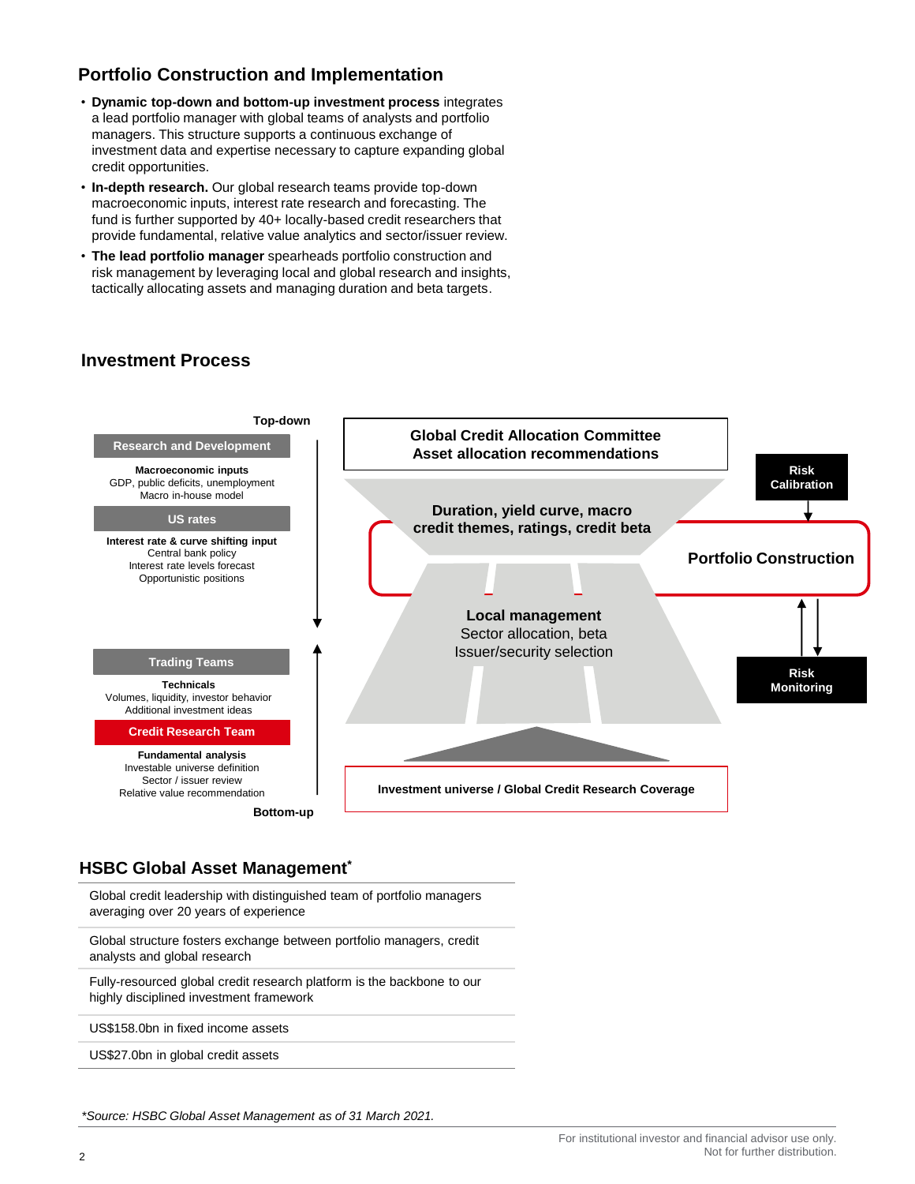## Portfolio Construction and Implementation

- **Dynamic top-down and bottom-up investment process** integrates a lead portfolio manager with global teams of analysts and portfolio managers. This structure supports a continuous exchange of investment data and expertise necessary to capture expanding global credit opportunities.
- **In-depth research.** Our global research teams provide top-down macroeconomic inputs, interest rate research and forecasting. The fund is further supported by 40+ locally-based credit researchers that provide fundamental, relative value analytics and sector/issuer review.
- **The lead portfolio manager** spearheads portfolio construction and risk management by leveraging local and global research and insights, tactically allocating assets and managing duration and beta targets.

## Investment Process

Top-down

**Research and Development**

**Macroeconomic inputs**
GDP, public deficits, unemployment
Macro in-house model

**US rates**

**Interest rate & curve shifting input**
Central bank policy
Interest rate levels forecast
Opportunistic positions

**Trading Teams**

**Technicals**
Volumes, liquidity, investor behavior
Additional investment ideas

**Credit Research Team**

**Fundamental analysis**
Investable universe definition
Sector / issuer review
Relative value recommendation

Bottom-up

**Global Credit Allocation Committee**
**Asset allocation recommendations**

**Risk Calibration**

**Duration, yield curve, macro credit themes, ratings, credit beta**

**Portfolio Construction**

**Local management**
Sector allocation, beta
Issuer/security selection

**Risk Monitoring**

**Investment universe / Global Credit Research Coverage**

## HSBC Global Asset Management*

| |
|---|
| Global credit leadership with distinguished team of portfolio managers averaging over 20 years of experience |
| Global structure fosters exchange between portfolio managers, credit analysts and global research |
| Fully-resourced global credit research platform is the backbone to our highly disciplined investment framework |
| US$158.0bn in fixed income assets |
| US$27.0bn in global credit assets |

*\*Source: HSBC Global Asset Management as of 31 March 2021.*

For institutional investor and financial advisor use only.
Not for further distribution.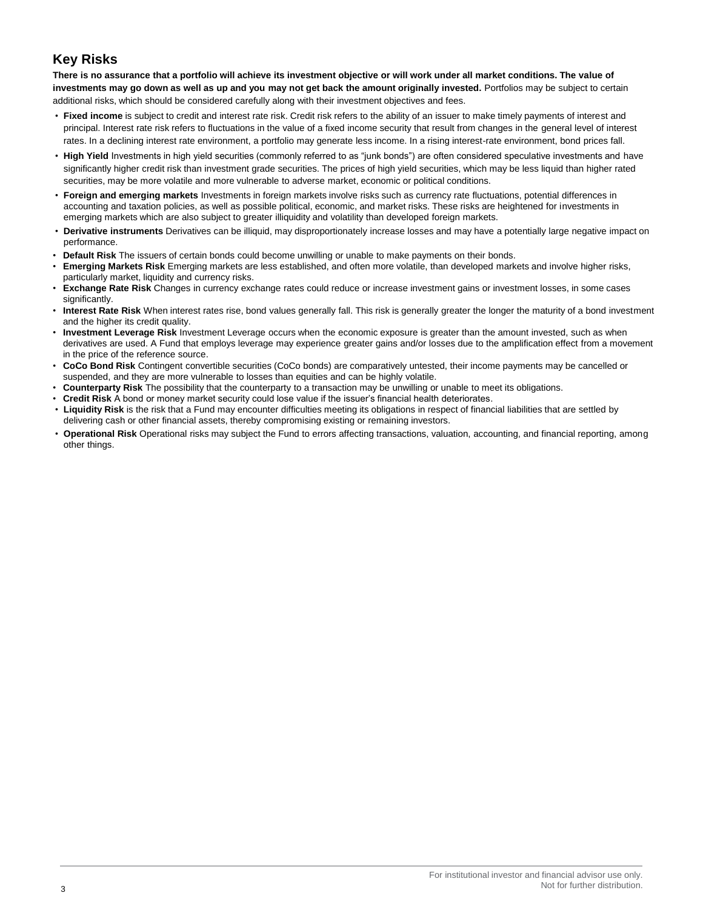## Key Risks

**There is no assurance that a portfolio will achieve its investment objective or will work under all market conditions. The value of investments may go down as well as up and you may not get back the amount originally invested.** Portfolios may be subject to certain additional risks, which should be considered carefully along with their investment objectives and fees.

- **Fixed income** is subject to credit and interest rate risk. Credit risk refers to the ability of an issuer to make timely payments of interest and principal. Interest rate risk refers to fluctuations in the value of a fixed income security that result from changes in the general level of interest rates. In a declining interest rate environment, a portfolio may generate less income. In a rising interest-rate environment, bond prices fall.
- **High Yield** Investments in high yield securities (commonly referred to as "junk bonds") are often considered speculative investments and have significantly higher credit risk than investment grade securities. The prices of high yield securities, which may be less liquid than higher rated securities, may be more volatile and more vulnerable to adverse market, economic or political conditions.
- **Foreign and emerging markets** Investments in foreign markets involve risks such as currency rate fluctuations, potential differences in accounting and taxation policies, as well as possible political, economic, and market risks. These risks are heightened for investments in emerging markets which are also subject to greater illiquidity and volatility than developed foreign markets.
- **Derivative instruments** Derivatives can be illiquid, may disproportionately increase losses and may have a potentially large negative impact on performance.
- **Default Risk** The issuers of certain bonds could become unwilling or unable to make payments on their bonds.
- **Emerging Markets Risk** Emerging markets are less established, and often more volatile, than developed markets and involve higher risks, particularly market, liquidity and currency risks.
- **Exchange Rate Risk** Changes in currency exchange rates could reduce or increase investment gains or investment losses, in some cases significantly.
- **Interest Rate Risk** When interest rates rise, bond values generally fall. This risk is generally greater the longer the maturity of a bond investment and the higher its credit quality.
- **Investment Leverage Risk** Investment Leverage occurs when the economic exposure is greater than the amount invested, such as when derivatives are used. A Fund that employs leverage may experience greater gains and/or losses due to the amplification effect from a movement in the price of the reference source.
- **CoCo Bond Risk** Contingent convertible securities (CoCo bonds) are comparatively untested, their income payments may be cancelled or suspended, and they are more vulnerable to losses than equities and can be highly volatile.
- **Counterparty Risk** The possibility that the counterparty to a transaction may be unwilling or unable to meet its obligations.
- **Credit Risk** A bond or money market security could lose value if the issuer's financial health deteriorates.
- **Liquidity Risk** is the risk that a Fund may encounter difficulties meeting its obligations in respect of financial liabilities that are settled by delivering cash or other financial assets, thereby compromising existing or remaining investors.
- **Operational Risk** Operational risks may subject the Fund to errors affecting transactions, valuation, accounting, and financial reporting, among other things.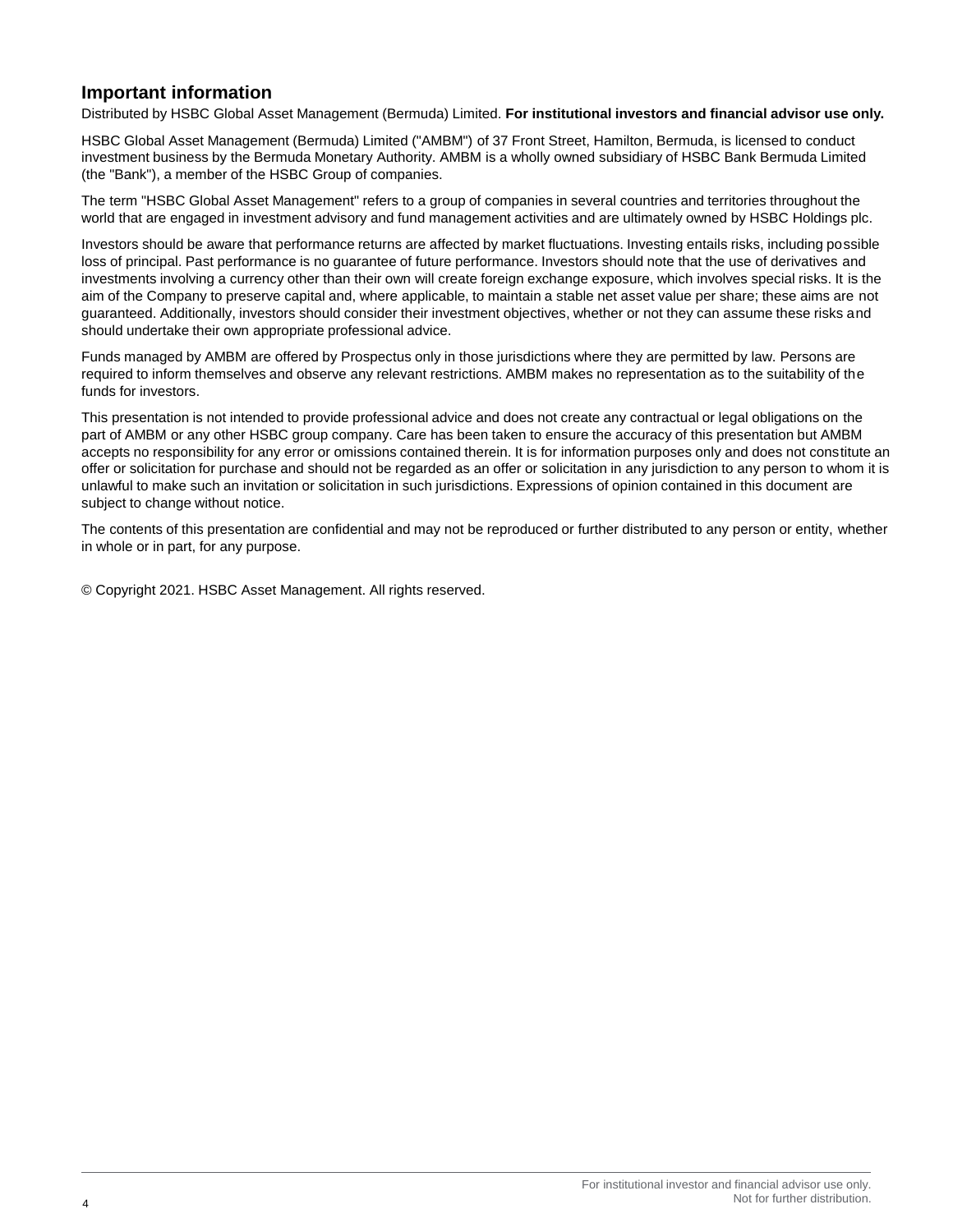## Important information

Distributed by HSBC Global Asset Management (Bermuda) Limited. **For institutional investors and financial advisor use only.**

HSBC Global Asset Management (Bermuda) Limited ("AMBM") of 37 Front Street, Hamilton, Bermuda, is licensed to conduct investment business by the Bermuda Monetary Authority. AMBM is a wholly owned subsidiary of HSBC Bank Bermuda Limited (the "Bank"), a member of the HSBC Group of companies.

The term "HSBC Global Asset Management" refers to a group of companies in several countries and territories throughout the world that are engaged in investment advisory and fund management activities and are ultimately owned by HSBC Holdings plc.

Investors should be aware that performance returns are affected by market fluctuations. Investing entails risks, including possible loss of principal. Past performance is no guarantee of future performance. Investors should note that the use of derivatives and investments involving a currency other than their own will create foreign exchange exposure, which involves special risks. It is the aim of the Company to preserve capital and, where applicable, to maintain a stable net asset value per share; these aims are not guaranteed. Additionally, investors should consider their investment objectives, whether or not they can assume these risks and should undertake their own appropriate professional advice.

Funds managed by AMBM are offered by Prospectus only in those jurisdictions where they are permitted by law. Persons are required to inform themselves and observe any relevant restrictions. AMBM makes no representation as to the suitability of the funds for investors.

This presentation is not intended to provide professional advice and does not create any contractual or legal obligations on the part of AMBM or any other HSBC group company. Care has been taken to ensure the accuracy of this presentation but AMBM accepts no responsibility for any error or omissions contained therein. It is for information purposes only and does not constitute an offer or solicitation for purchase and should not be regarded as an offer or solicitation in any jurisdiction to any person to whom it is unlawful to make such an invitation or solicitation in such jurisdictions. Expressions of opinion contained in this document are subject to change without notice.

The contents of this presentation are confidential and may not be reproduced or further distributed to any person or entity, whether in whole or in part, for any purpose.

© Copyright 2021. HSBC Asset Management. All rights reserved.